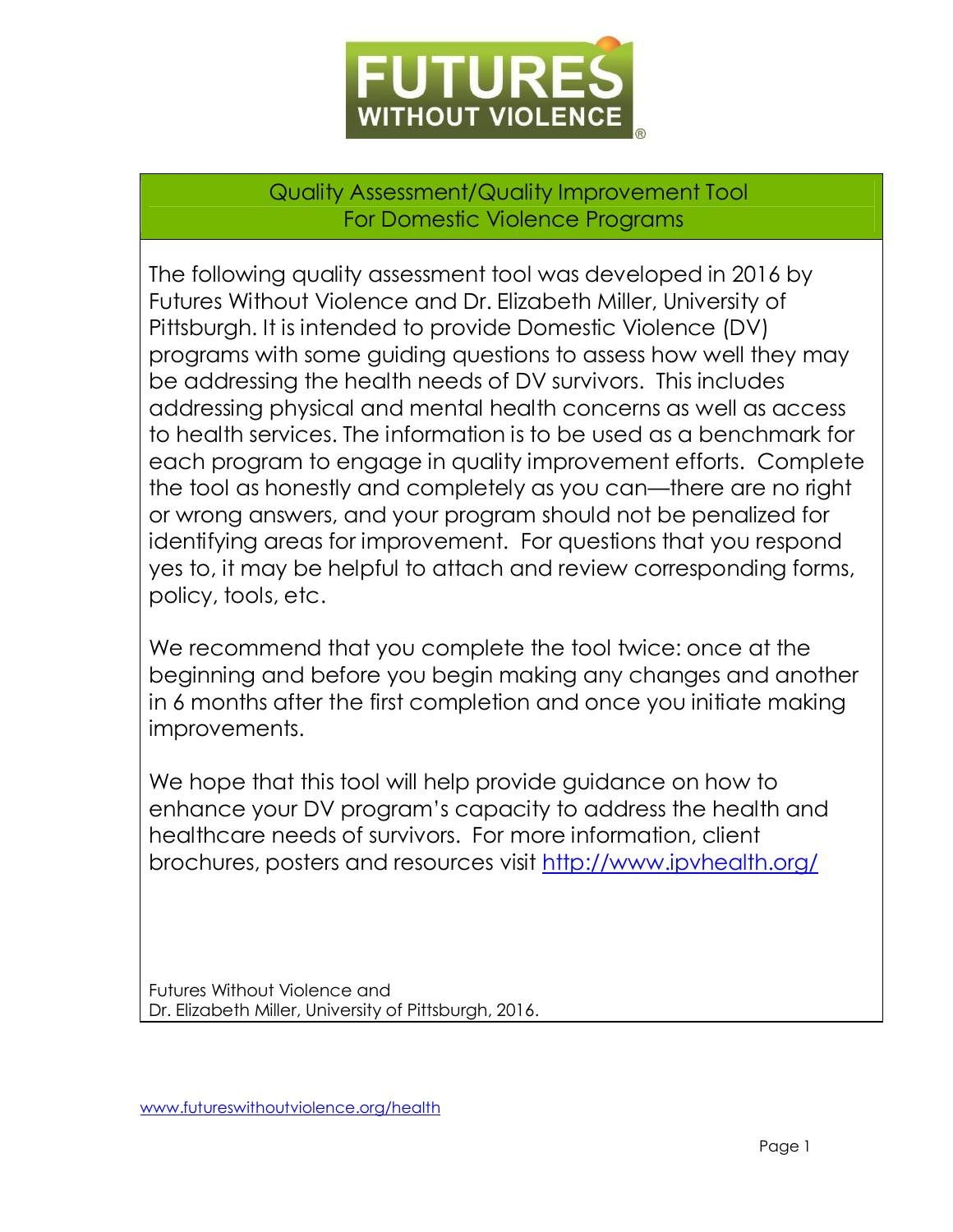# FUTURES WITHOUT VIOLENCE®

## Quality Assessment/Quality Improvement Tool For Domestic Violence Programs

The following quality assessment tool was developed in 2016 by Futures Without Violence and Dr. Elizabeth Miller, University of Pittsburgh. It is intended to provide Domestic Violence (DV) programs with some guiding questions to assess how well they may be addressing the health needs of DV survivors. This includes addressing physical and mental health concerns as well as access to health services. The information is to be used as a benchmark for each program to engage in quality improvement efforts. Complete the tool as honestly and completely as you can—there are no right or wrong answers, and your program should not be penalized for identifying areas for improvement. For questions that you respond yes to, it may be helpful to attach and review corresponding forms, policy, tools, etc.

We recommend that you complete the tool twice: once at the beginning and before you begin making any changes and another in 6 months after the first completion and once you initiate making improvements.

We hope that this tool will help provide guidance on how to enhance your DV program's capacity to address the health and healthcare needs of survivors. For more information, client brochures, posters and resources visit http://www.ipvhealth.org/

Futures Without Violence and
Dr. Elizabeth Miller, University of Pittsburgh, 2016.

www.futureswithoutviolence.org/health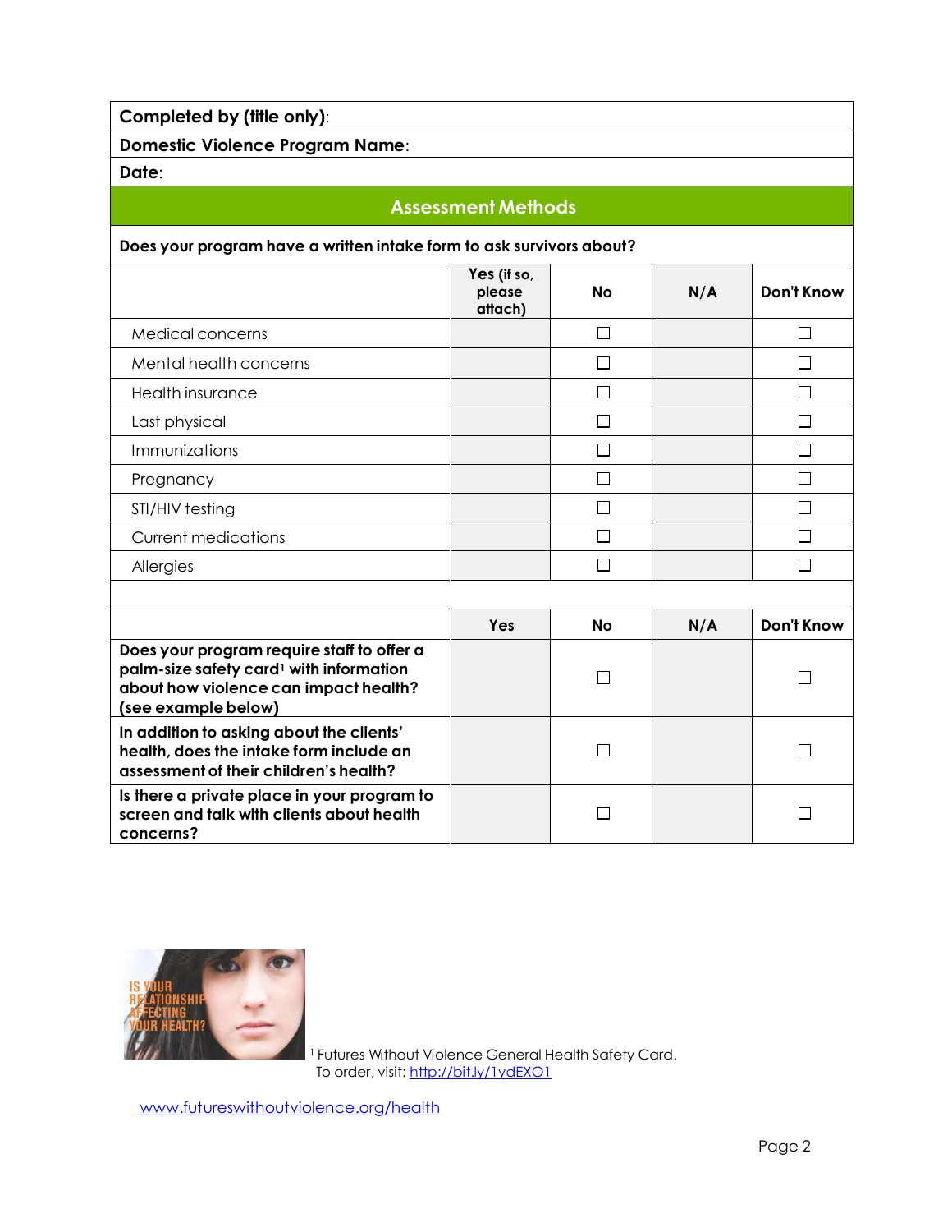| Completed by (title only): |
|---|
| **Domestic Violence Program Name**: |
| **Date**: |

## Assessment Methods

**Does your program have a written intake form to ask survivors about?**

| | Yes (if so, please attach) | No | N/A | Don't Know |
|---|---|---|---|---|
| Medical concerns | | ☐ | | ☐ |
| Mental health concerns | | ☐ | | ☐ |
| Health insurance | | ☐ | | ☐ |
| Last physical | | ☐ | | ☐ |
| Immunizations | | ☐ | | ☐ |
| Pregnancy | | ☐ | | ☐ |
| STI/HIV testing | | ☐ | | ☐ |
| Current medications | | ☐ | | ☐ |
| Allergies | | ☐ | | ☐ |

| | Yes | No | N/A | Don't Know |
|---|---|---|---|---|
| **Does your program require staff to offer a palm-size safety card[1] with information about how violence can impact health? (see example below)** | | ☐ | | ☐ |
| **In addition to asking about the clients' health, does the intake form include an assessment of their children's health?** | | ☐ | | ☐ |
| **Is there a private place in your program to screen and talk with clients about health concerns?** | | ☐ | | ☐ |

[1] Futures Without Violence General Health Safety Card. To order, visit: http://bit.ly/1ydEXO1

www.futureswithoutviolence.org/health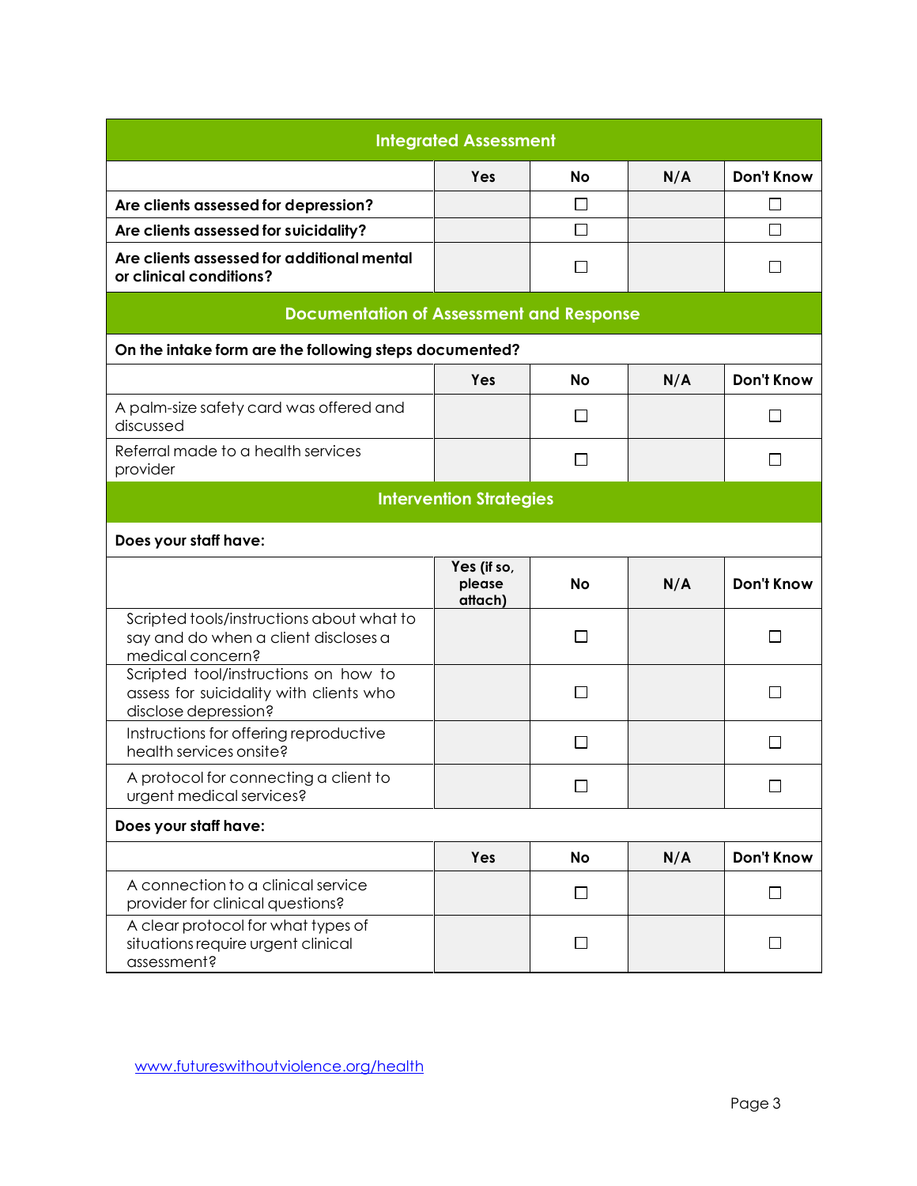## Integrated Assessment

| | Yes | No | N/A | Don't Know |
|---|---|---|---|---|
| **Are clients assessed for depression?** | | ☐ | | ☐ |
| **Are clients assessed for suicidality?** | | ☐ | | ☐ |
| **Are clients assessed for additional mental or clinical conditions?** | | ☐ | | ☐ |

## Documentation of Assessment and Response

**On the intake form are the following steps documented?**

| | Yes | No | N/A | Don't Know |
|---|---|---|---|---|
| A palm-size safety card was offered and discussed | | ☐ | | ☐ |
| Referral made to a health services provider | | ☐ | | ☐ |

## Intervention Strategies

**Does your staff have:**

| | Yes (if so, please attach) | No | N/A | Don't Know |
|---|---|---|---|---|
| Scripted tools/instructions about what to say and do when a client discloses a medical concern? | | ☐ | | ☐ |
| Scripted tool/instructions on how to assess for suicidality with clients who disclose depression? | | ☐ | | ☐ |
| Instructions for offering reproductive health services onsite? | | ☐ | | ☐ |
| A protocol for connecting a client to urgent medical services? | | ☐ | | ☐ |

**Does your staff have:**

| | Yes | No | N/A | Don't Know |
|---|---|---|---|---|
| A connection to a clinical service provider for clinical questions? | | ☐ | | ☐ |
| A clear protocol for what types of situations require urgent clinical assessment? | | ☐ | | ☐ |

www.futureswithoutviolence.org/health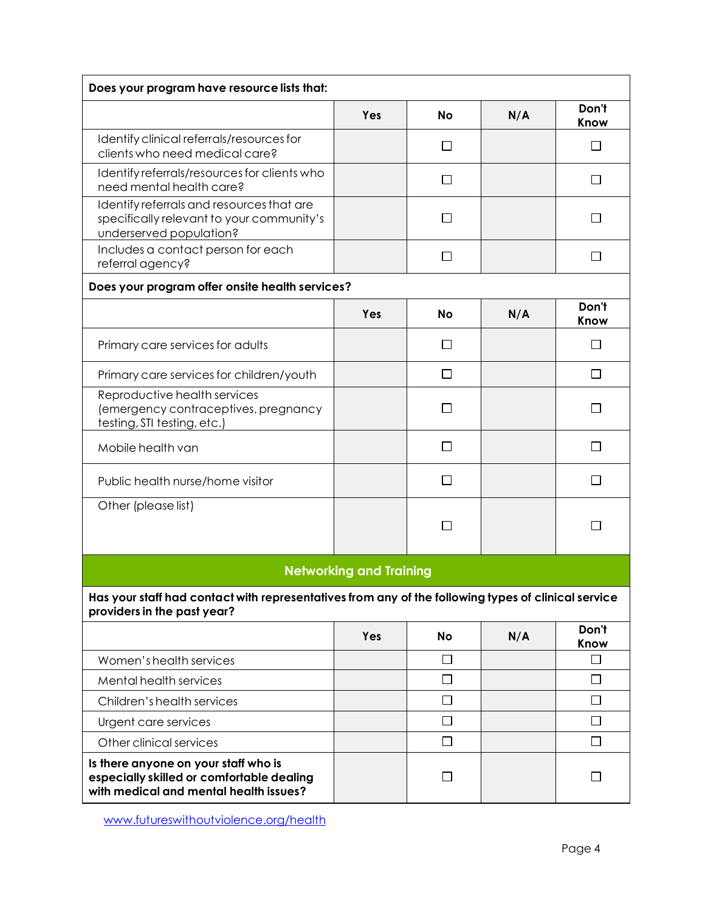| Does your program have resource lists that: | | | | |
|---|---|---|---|---|
| | Yes | No | N/A | Don't Know |
| Identify clinical referrals/resources for clients who need medical care? | | ☐ | | ☐ |
| Identify referrals/resources for clients who need mental health care? | | ☐ | | ☐ |
| Identify referrals and resources that are specifically relevant to your community's underserved population? | | ☐ | | ☐ |
| Includes a contact person for each referral agency? | | ☐ | | ☐ |

| Does your program offer onsite health services? | | | | |
|---|---|---|---|---|
| | Yes | No | N/A | Don't Know |
| Primary care services for adults | | ☐ | | ☐ |
| Primary care services for children/youth | | ☐ | | ☐ |
| Reproductive health services (emergency contraceptives, pregnancy testing, STI testing, etc.) | | ☐ | | ☐ |
| Mobile health van | | ☐ | | ☐ |
| Public health nurse/home visitor | | ☐ | | ☐ |
| Other (please list) | | ☐ | | ☐ |

## Networking and Training

| Has your staff had contact with representatives from any of the following types of clinical service providers in the past year? | | | | |
|---|---|---|---|---|
| | Yes | No | N/A | Don't Know |
| Women's health services | | ☐ | | ☐ |
| Mental health services | | ☐ | | ☐ |
| Children's health services | | ☐ | | ☐ |
| Urgent care services | | ☐ | | ☐ |
| Other clinical services | | ☐ | | ☐ |
| **Is there anyone on your staff who is especially skilled or comfortable dealing with medical and mental health issues?** | | ☐ | | ☐ |

www.futureswithoutviolence.org/health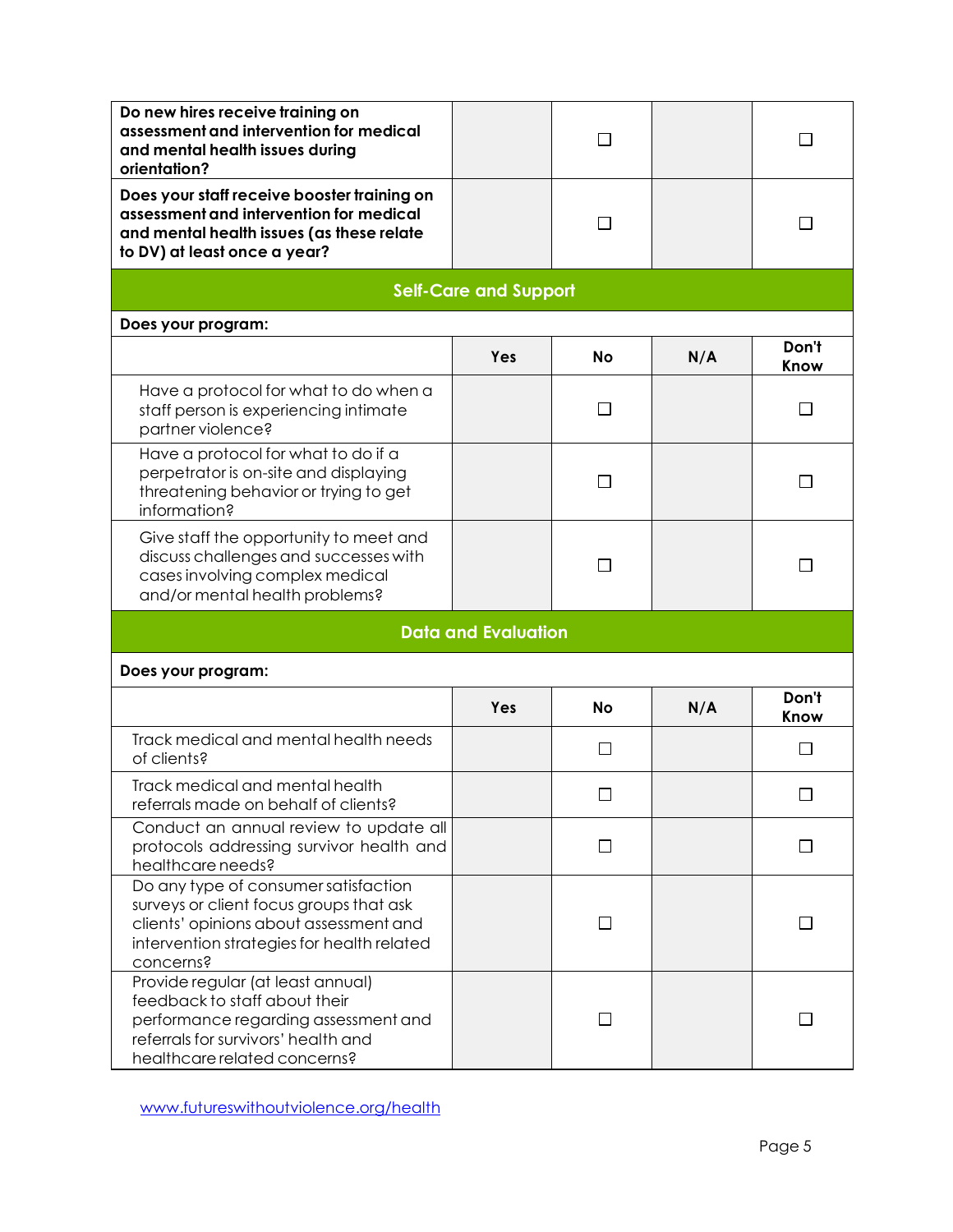| | | | | |
|---|---|---|---|---|
| **Do new hires receive training on assessment and intervention for medical and mental health issues during orientation?** | | ☐ | | ☐ |
| **Does your staff receive booster training on assessment and intervention for medical and mental health issues (as these relate to DV) at least once a year?** | | ☐ | | ☐ |

## Self-Care and Support

**Does your program:**

| | Yes | No | N/A | Don't Know |
|---|---|---|---|---|
| Have a protocol for what to do when a staff person is experiencing intimate partner violence? | | ☐ | | ☐ |
| Have a protocol for what to do if a perpetrator is on-site and displaying threatening behavior or trying to get information? | | ☐ | | ☐ |
| Give staff the opportunity to meet and discuss challenges and successes with cases involving complex medical and/or mental health problems? | | ☐ | | ☐ |

## Data and Evaluation

**Does your program:**

| | Yes | No | N/A | Don't Know |
|---|---|---|---|---|
| Track medical and mental health needs of clients? | | ☐ | | ☐ |
| Track medical and mental health referrals made on behalf of clients? | | ☐ | | ☐ |
| Conduct an annual review to update all protocols addressing survivor health and healthcare needs? | | ☐ | | ☐ |
| Do any type of consumer satisfaction surveys or client focus groups that ask clients' opinions about assessment and intervention strategies for health related concerns? | | ☐ | | ☐ |
| Provide regular (at least annual) feedback to staff about their performance regarding assessment and referrals for survivors' health and healthcare related concerns? | | ☐ | | ☐ |

[www.futureswithoutviolence.org/health](http://www.futureswithoutviolence.org/health)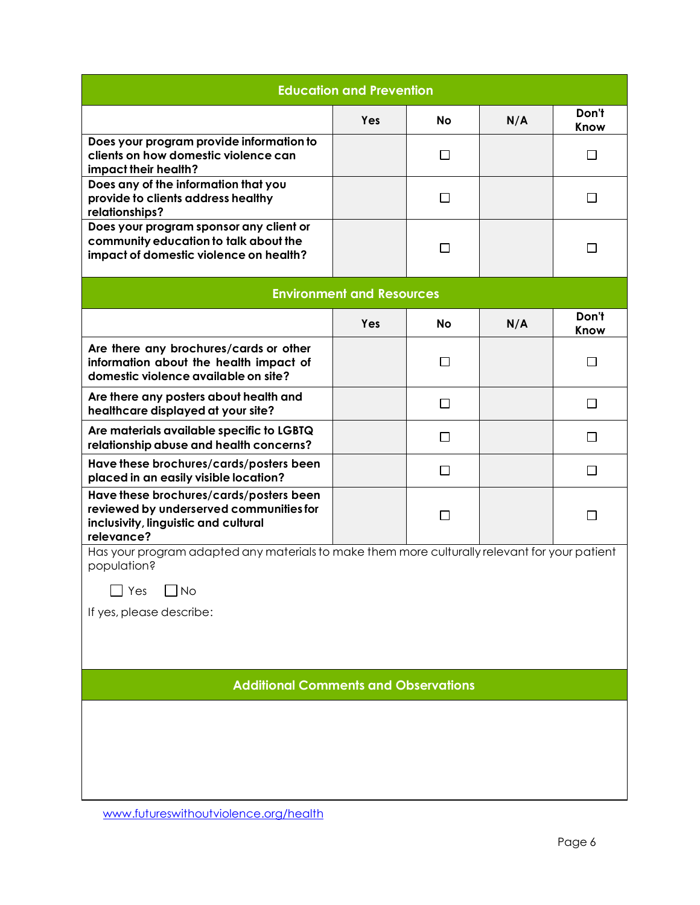| Education and Prevention | | | | |
|---|---|---|---|---|
| | Yes | No | N/A | Don't Know |
| Does your program provide information to clients on how domestic violence can impact their health? | | ☐ | | ☐ |
| Does any of the information that you provide to clients address healthy relationships? | | ☐ | | ☐ |
| Does your program sponsor any client or community education to talk about the impact of domestic violence on health? | | ☐ | | ☐ |

| Environment and Resources | | | | |
|---|---|---|---|---|
| | Yes | No | N/A | Don't Know |
| Are there any brochures/cards or other information about the health impact of domestic violence available on site? | | ☐ | | ☐ |
| Are there any posters about health and healthcare displayed at your site? | | ☐ | | ☐ |
| Are materials available specific to LGBTQ relationship abuse and health concerns? | | ☐ | | ☐ |
| Have these brochures/cards/posters been placed in an easily visible location? | | ☐ | | ☐ |
| Have these brochures/cards/posters been reviewed by underserved communities for inclusivity, linguistic and cultural relevance? | | ☐ | | ☐ |

Has your program adapted any materials to make them more culturally relevant for your patient population?

☐ Yes ☐ No

If yes, please describe:

## Additional Comments and Observations

www.futureswithoutviolence.org/health